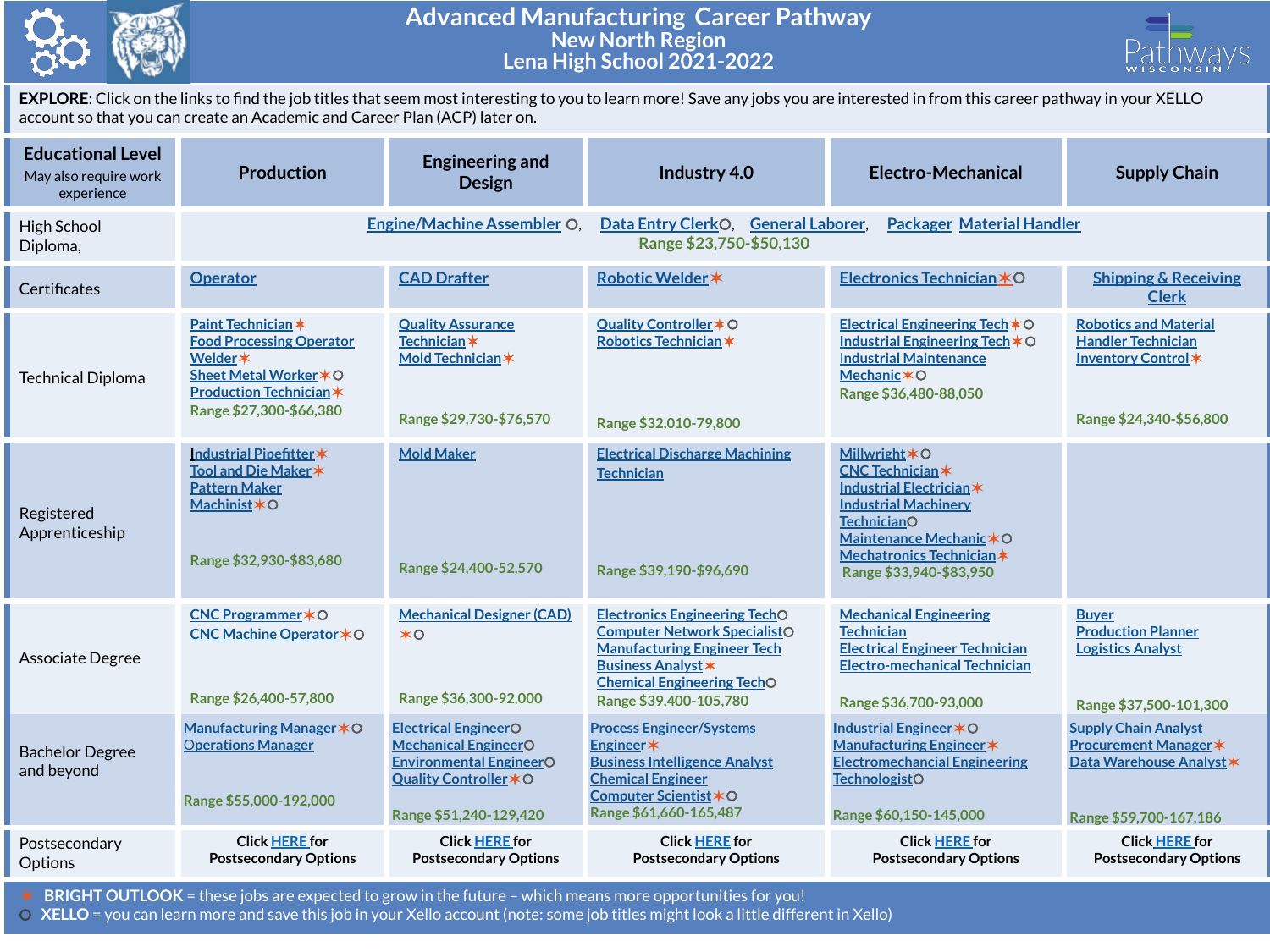# Advanced Manufacturing Career Pathway

## New North Region

## Lena High School 2021-2022

**EXPLORE**: Click on the links to find the job titles that seem most interesting to you to learn more! Save any jobs you are interested in from this career pathway in your XELLO account so that you can create an Academic and Career Plan (ACP) later on.

| Educational Level (May also require work experience) | Production | Engineering and Design | Industry 4.0 | Electro-Mechanical | Supply Chain |
|---|---|---|---|---|---|
| High School Diploma, | Engine/Machine Assembler ○, Data Entry Clerk○, General Laborer, Packager Material Handler<br>Range $23,750-$50,130 | | | | |
| Certificates | Operator | CAD Drafter | Robotic Welder✶ | Electronics Technician✶○ | Shipping & Receiving Clerk |
| Technical Diploma | Paint Technician✶<br>Food Processing Operator<br>Welder✶<br>Sheet Metal Worker✶○<br>Production Technician✶<br>Range $27,300-$66,380 | Quality Assurance Technician✶<br>Mold Technician✶<br>Range $29,730-$76,570 | Quality Controller✶○<br>Robotics Technician✶<br>Range $32,010-79,800 | Electrical Engineering Tech✶○<br>Industrial Engineering Tech✶○<br>Industrial Maintenance Mechanic✶○<br>Range $36,480-88,050 | Robotics and Material Handler Technician<br>Inventory Control✶<br>Range $24,340-$56,800 |
| Registered Apprenticeship | Industrial Pipefitter✶<br>Tool and Die Maker✶<br>Pattern Maker<br>Machinist✶○<br>Range $32,930-$83,680 | Mold Maker<br>Range $24,400-52,570 | Electrical Discharge Machining Technician<br>Range $39,190-$96,690 | Millwright✶○<br>CNC Technician✶<br>Industrial Electrician✶<br>Industrial Machinery Technician○<br>Maintenance Mechanic✶○<br>Mechatronics Technician✶<br>Range $33,940-$83,950 | |
| Associate Degree | CNC Programmer✶○<br>CNC Machine Operator✶○<br>Range $26,400-57,800 | Mechanical Designer (CAD) ✶○<br>Range $36,300-92,000 | Electronics Engineering Tech○<br>Computer Network Specialist○<br>Manufacturing Engineer Tech<br>Business Analyst✶<br>Chemical Engineering Tech○<br>Range $39,400-105,780 | Mechanical Engineering Technician<br>Electrical Engineer Technician<br>Electro-mechanical Technician<br>Range $36,700-93,000 | Buyer<br>Production Planner<br>Logistics Analyst<br>Range $37,500-101,300 |
| Bachelor Degree and beyond | Manufacturing Manager✶○<br>Operations Manager<br>Range $55,000-192,000 | Electrical Engineer○<br>Mechanical Engineer○<br>Environmental Engineer○<br>Quality Controller✶○<br>Range $51,240-129,420 | Process Engineer/Systems Engineer✶<br>Business Intelligence Analyst<br>Chemical Engineer<br>Computer Scientist✶○<br>Range $61,660-165,487 | Industrial Engineer✶○<br>Manufacturing Engineer✶<br>Electromechanical Engineering Technologist○<br>Range $60,150-145,000 | Supply Chain Analyst<br>Procurement Manager✶<br>Data Warehouse Analyst✶<br>Range $59,700-167,186 |
| Postsecondary Options | Click HERE for Postsecondary Options | Click HERE for Postsecondary Options | Click HERE for Postsecondary Options | Click HERE for Postsecondary Options | Click HERE for Postsecondary Options |

✶ **BRIGHT OUTLOOK** = these jobs are expected to grow in the future – which means more opportunities for you!
○ **XELLO** = you can learn more and save this job in your Xello account (note: some job titles might look a little different in Xello)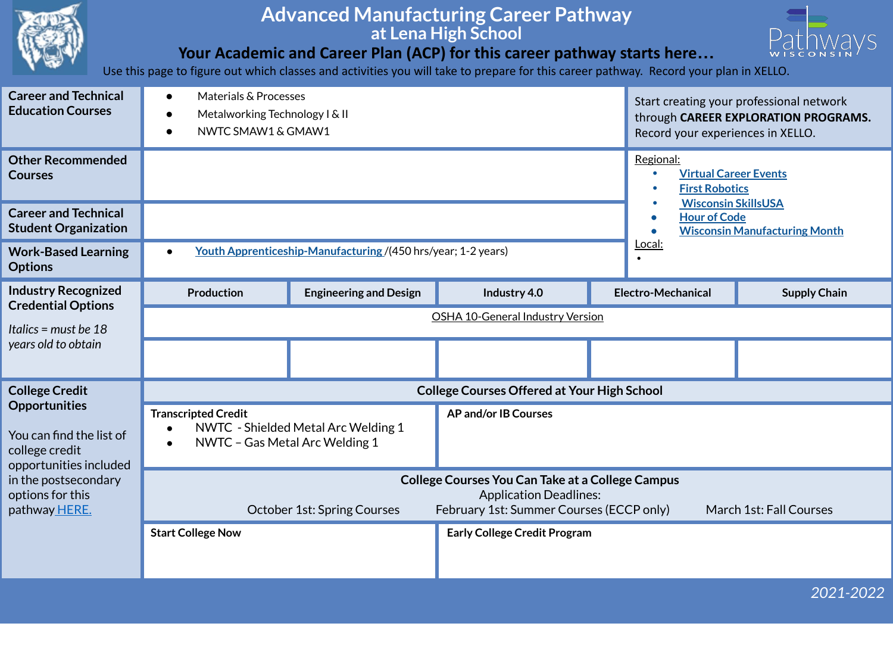# Advanced Manufacturing Career Pathway

## at Lena High School

### Your Academic and Career Plan (ACP) for this career pathway starts here…

Use this page to figure out which classes and activities you will take to prepare for this career pathway. Record your plan in XELLO.

**Career and Technical Education Courses**

- Materials & Processes
- Metalworking Technology I & II
- NWTC SMAW1 & GMAW1

**Other Recommended Courses**

**Career and Technical Student Organization**

**Work-Based Learning Options**

- Youth Apprenticeship-Manufacturing /(450 hrs/year; 1-2 years)

Start creating your professional network through **CAREER EXPLORATION PROGRAMS.** Record your experiences in XELLO.

Regional:

- Virtual Career Events
- First Robotics
- Wisconsin SkillsUSA
- Hour of Code
- Wisconsin Manufacturing Month

Local:

-

**Industry Recognized Credential Options**

*Italics = must be 18 years old to obtain*

| Production | Engineering and Design | Industry 4.0 | Electro-Mechanical | Supply Chain |
| --- | --- | --- | --- | --- |
| OSHA 10-General Industry Version | | | | |
| | | | | |

**College Credit Opportunities**

You can find the list of college credit opportunities included in the postsecondary options for this pathway HERE.

**College Courses Offered at Your High School**

| Transcripted Credit | AP and/or IB Courses |
| --- | --- |
| • NWTC - Shielded Metal Arc Welding 1<br>• NWTC – Gas Metal Arc Welding 1 | |

**College Courses You Can Take at a College Campus**

Application Deadlines:

October 1st: Spring Courses February 1st: Summer Courses (ECCP only) March 1st: Fall Courses

| Start College Now | Early College Credit Program |
| --- | --- |
| | |

*2021-2022*